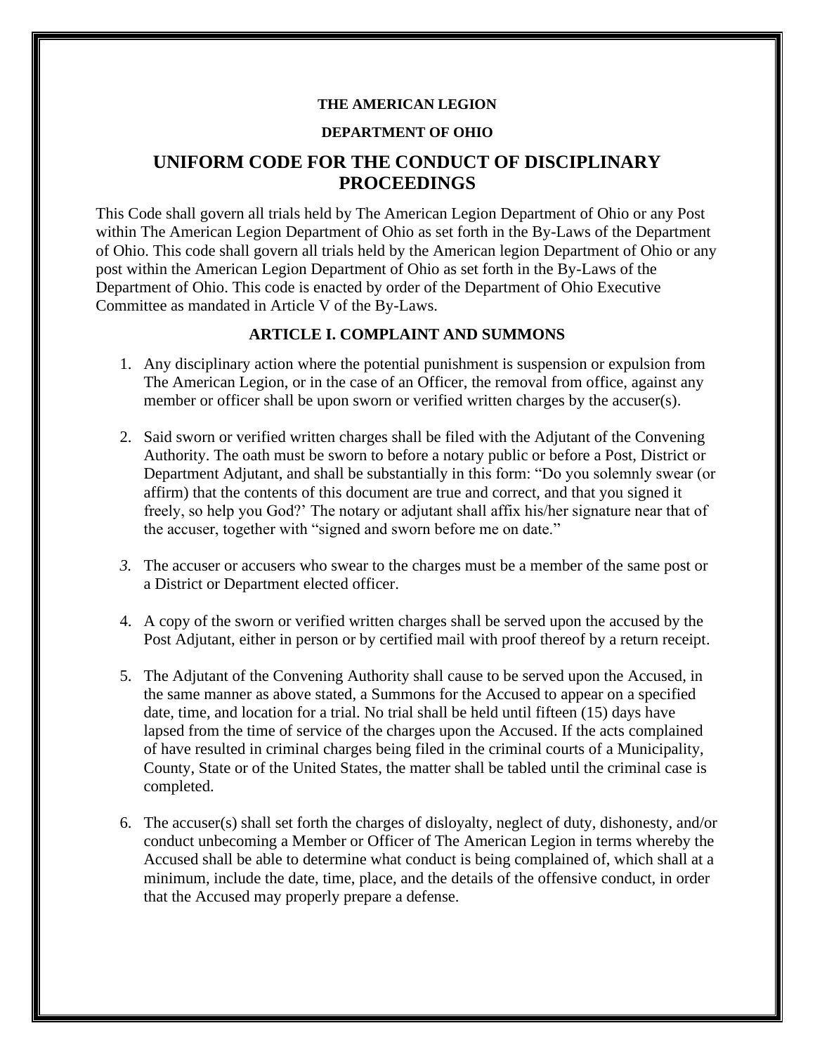**THE AMERICAN LEGION**

**DEPARTMENT OF OHIO**

# UNIFORM CODE FOR THE CONDUCT OF DISCIPLINARY PROCEEDINGS

This Code shall govern all trials held by The American Legion Department of Ohio or any Post within The American Legion Department of Ohio as set forth in the By-Laws of the Department of Ohio. This code shall govern all trials held by the American legion Department of Ohio or any post within the American Legion Department of Ohio as set forth in the By-Laws of the Department of Ohio. This code is enacted by order of the Department of Ohio Executive Committee as mandated in Article V of the By-Laws.

## ARTICLE I. COMPLAINT AND SUMMONS

1. Any disciplinary action where the potential punishment is suspension or expulsion from The American Legion, or in the case of an Officer, the removal from office, against any member or officer shall be upon sworn or verified written charges by the accuser(s).

2. Said sworn or verified written charges shall be filed with the Adjutant of the Convening Authority. The oath must be sworn to before a notary public or before a Post, District or Department Adjutant, and shall be substantially in this form: "Do you solemnly swear (or affirm) that the contents of this document are true and correct, and that you signed it freely, so help you God?' The notary or adjutant shall affix his/her signature near that of the accuser, together with "signed and sworn before me on date."

3. The accuser or accusers who swear to the charges must be a member of the same post or a District or Department elected officer.

4. A copy of the sworn or verified written charges shall be served upon the accused by the Post Adjutant, either in person or by certified mail with proof thereof by a return receipt.

5. The Adjutant of the Convening Authority shall cause to be served upon the Accused, in the same manner as above stated, a Summons for the Accused to appear on a specified date, time, and location for a trial. No trial shall be held until fifteen (15) days have lapsed from the time of service of the charges upon the Accused. If the acts complained of have resulted in criminal charges being filed in the criminal courts of a Municipality, County, State or of the United States, the matter shall be tabled until the criminal case is completed.

6. The accuser(s) shall set forth the charges of disloyalty, neglect of duty, dishonesty, and/or conduct unbecoming a Member or Officer of The American Legion in terms whereby the Accused shall be able to determine what conduct is being complained of, which shall at a minimum, include the date, time, place, and the details of the offensive conduct, in order that the Accused may properly prepare a defense.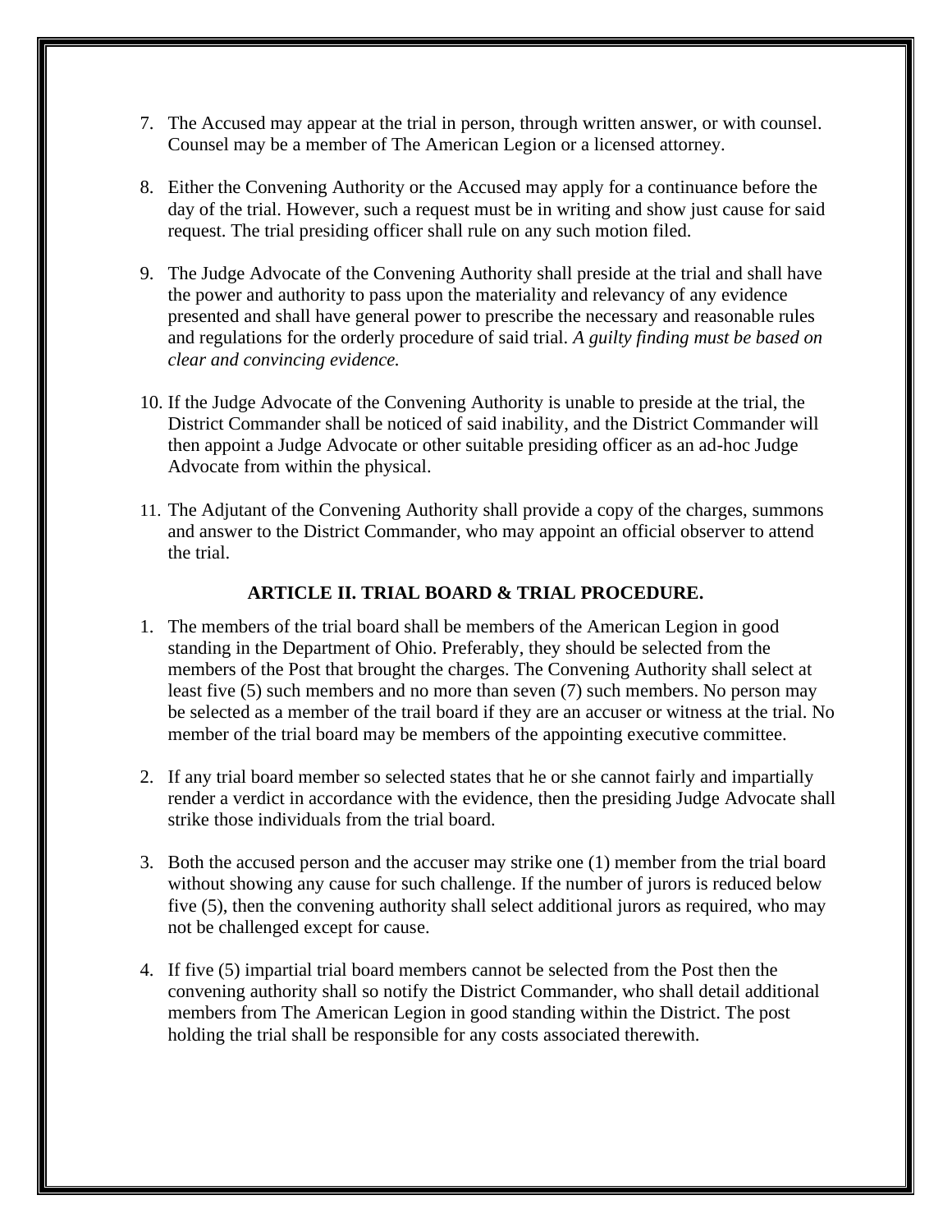7. The Accused may appear at the trial in person, through written answer, or with counsel. Counsel may be a member of The American Legion or a licensed attorney.

8. Either the Convening Authority or the Accused may apply for a continuance before the day of the trial. However, such a request must be in writing and show just cause for said request. The trial presiding officer shall rule on any such motion filed.

9. The Judge Advocate of the Convening Authority shall preside at the trial and shall have the power and authority to pass upon the materiality and relevancy of any evidence presented and shall have general power to prescribe the necessary and reasonable rules and regulations for the orderly procedure of said trial. *A guilty finding must be based on clear and convincing evidence.*

10. If the Judge Advocate of the Convening Authority is unable to preside at the trial, the District Commander shall be noticed of said inability, and the District Commander will then appoint a Judge Advocate or other suitable presiding officer as an ad-hoc Judge Advocate from within the physical.

11. The Adjutant of the Convening Authority shall provide a copy of the charges, summons and answer to the District Commander, who may appoint an official observer to attend the trial.

## ARTICLE II. TRIAL BOARD & TRIAL PROCEDURE.

1. The members of the trial board shall be members of the American Legion in good standing in the Department of Ohio. Preferably, they should be selected from the members of the Post that brought the charges. The Convening Authority shall select at least five (5) such members and no more than seven (7) such members. No person may be selected as a member of the trail board if they are an accuser or witness at the trial. No member of the trial board may be members of the appointing executive committee.

2. If any trial board member so selected states that he or she cannot fairly and impartially render a verdict in accordance with the evidence, then the presiding Judge Advocate shall strike those individuals from the trial board.

3. Both the accused person and the accuser may strike one (1) member from the trial board without showing any cause for such challenge. If the number of jurors is reduced below five (5), then the convening authority shall select additional jurors as required, who may not be challenged except for cause.

4. If five (5) impartial trial board members cannot be selected from the Post then the convening authority shall so notify the District Commander, who shall detail additional members from The American Legion in good standing within the District. The post holding the trial shall be responsible for any costs associated therewith.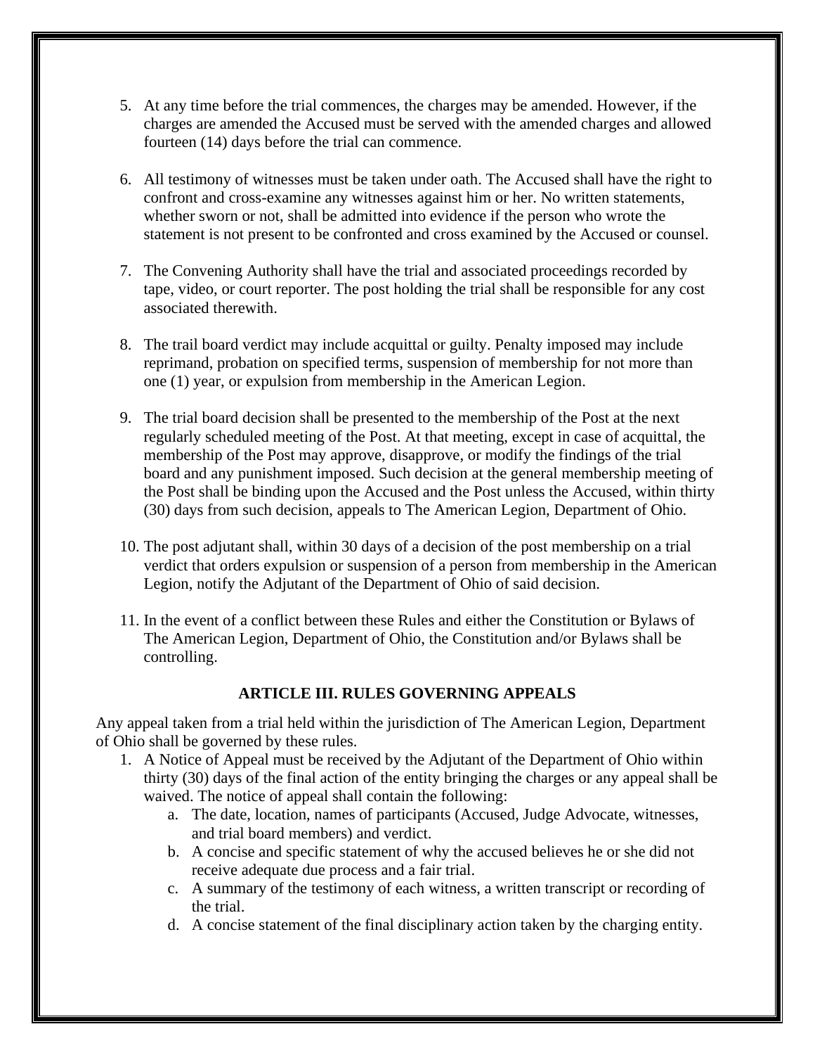5. At any time before the trial commences, the charges may be amended. However, if the charges are amended the Accused must be served with the amended charges and allowed fourteen (14) days before the trial can commence.

6. All testimony of witnesses must be taken under oath. The Accused shall have the right to confront and cross-examine any witnesses against him or her. No written statements, whether sworn or not, shall be admitted into evidence if the person who wrote the statement is not present to be confronted and cross examined by the Accused or counsel.

7. The Convening Authority shall have the trial and associated proceedings recorded by tape, video, or court reporter. The post holding the trial shall be responsible for any cost associated therewith.

8. The trail board verdict may include acquittal or guilty. Penalty imposed may include reprimand, probation on specified terms, suspension of membership for not more than one (1) year, or expulsion from membership in the American Legion.

9. The trial board decision shall be presented to the membership of the Post at the next regularly scheduled meeting of the Post. At that meeting, except in case of acquittal, the membership of the Post may approve, disapprove, or modify the findings of the trial board and any punishment imposed. Such decision at the general membership meeting of the Post shall be binding upon the Accused and the Post unless the Accused, within thirty (30) days from such decision, appeals to The American Legion, Department of Ohio.

10. The post adjutant shall, within 30 days of a decision of the post membership on a trial verdict that orders expulsion or suspension of a person from membership in the American Legion, notify the Adjutant of the Department of Ohio of said decision.

11. In the event of a conflict between these Rules and either the Constitution or Bylaws of The American Legion, Department of Ohio, the Constitution and/or Bylaws shall be controlling.

## ARTICLE III. RULES GOVERNING APPEALS

Any appeal taken from a trial held within the jurisdiction of The American Legion, Department of Ohio shall be governed by these rules.

1. A Notice of Appeal must be received by the Adjutant of the Department of Ohio within thirty (30) days of the final action of the entity bringing the charges or any appeal shall be waived. The notice of appeal shall contain the following:
    a. The date, location, names of participants (Accused, Judge Advocate, witnesses, and trial board members) and verdict.
    b. A concise and specific statement of why the accused believes he or she did not receive adequate due process and a fair trial.
    c. A summary of the testimony of each witness, a written transcript or recording of the trial.
    d. A concise statement of the final disciplinary action taken by the charging entity.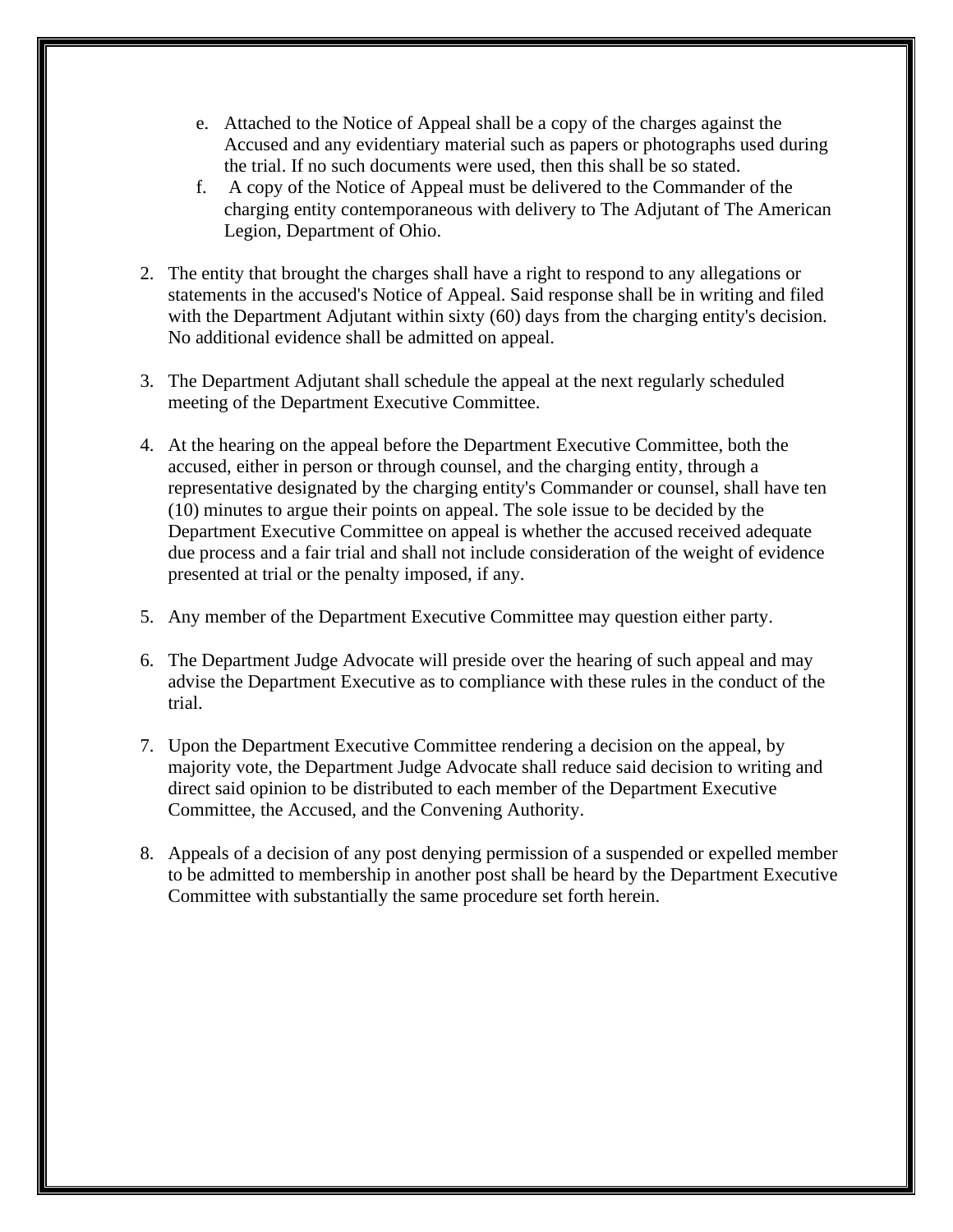e. Attached to the Notice of Appeal shall be a copy of the charges against the Accused and any evidentiary material such as papers or photographs used during the trial. If no such documents were used, then this shall be so stated.
   f. A copy of the Notice of Appeal must be delivered to the Commander of the charging entity contemporaneous with delivery to The Adjutant of The American Legion, Department of Ohio.

2. The entity that brought the charges shall have a right to respond to any allegations or statements in the accused's Notice of Appeal. Said response shall be in writing and filed with the Department Adjutant within sixty (60) days from the charging entity's decision. No additional evidence shall be admitted on appeal.

3. The Department Adjutant shall schedule the appeal at the next regularly scheduled meeting of the Department Executive Committee.

4. At the hearing on the appeal before the Department Executive Committee, both the accused, either in person or through counsel, and the charging entity, through a representative designated by the charging entity's Commander or counsel, shall have ten (10) minutes to argue their points on appeal. The sole issue to be decided by the Department Executive Committee on appeal is whether the accused received adequate due process and a fair trial and shall not include consideration of the weight of evidence presented at trial or the penalty imposed, if any.

5. Any member of the Department Executive Committee may question either party.

6. The Department Judge Advocate will preside over the hearing of such appeal and may advise the Department Executive as to compliance with these rules in the conduct of the trial.

7. Upon the Department Executive Committee rendering a decision on the appeal, by majority vote, the Department Judge Advocate shall reduce said decision to writing and direct said opinion to be distributed to each member of the Department Executive Committee, the Accused, and the Convening Authority.

8. Appeals of a decision of any post denying permission of a suspended or expelled member to be admitted to membership in another post shall be heard by the Department Executive Committee with substantially the same procedure set forth herein.